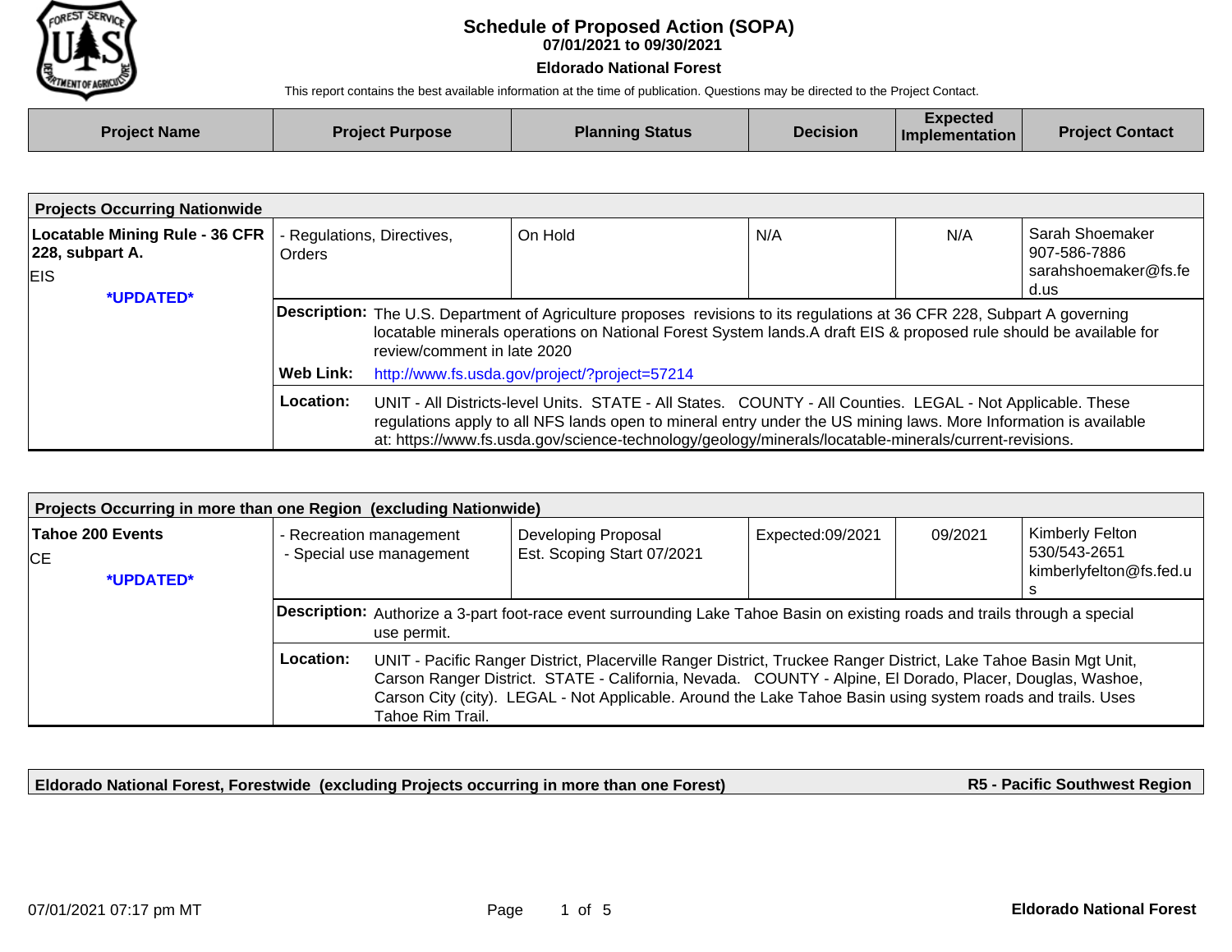# Schedule of Proposed Action (SOPA)

**07/01/2021 to 09/30/2021**

**Eldorado National Forest**

This report contains the best available information at the time of publication. Questions may be directed to the Project Contact.

| Project Name | Project Purpose | Planning Status | Decision | Expected Implementation | Project Contact |
|---|---|---|---|---|---|

## Projects Occurring Nationwide

| Project Name | Project Purpose | Planning Status | Decision | Expected Implementation | Project Contact |
|---|---|---|---|---|---|
| **Locatable Mining Rule - 36 CFR 228, subpart A.** EIS *UPDATED* | - Regulations, Directives, Orders | On Hold | N/A | N/A | Sarah Shoemaker 907-586-7886 sarahshoemaker@fs.fed.us |

**Description:** The U.S. Department of Agriculture proposes revisions to its regulations at 36 CFR 228, Subpart A governing locatable minerals operations on National Forest System lands.A draft EIS & proposed rule should be available for review/comment in late 2020

**Web Link:** http://www.fs.usda.gov/project/?project=57214

**Location:** UNIT - All Districts-level Units. STATE - All States. COUNTY - All Counties. LEGAL - Not Applicable. These regulations apply to all NFS lands open to mineral entry under the US mining laws. More Information is available at: https://www.fs.usda.gov/science-technology/geology/minerals/locatable-minerals/current-revisions.

## Projects Occurring in more than one Region (excluding Nationwide)

| Project Name | Project Purpose | Planning Status | Decision | Expected Implementation | Project Contact |
|---|---|---|---|---|---|
| **Tahoe 200 Events** CE *UPDATED* | - Recreation management - Special use management | Developing Proposal Est. Scoping Start 07/2021 | Expected:09/2021 | 09/2021 | Kimberly Felton 530/543-2651 kimberlyfelton@fs.fed.us |

**Description:** Authorize a 3-part foot-race event surrounding Lake Tahoe Basin on existing roads and trails through a special use permit.

**Location:** UNIT - Pacific Ranger District, Placerville Ranger District, Truckee Ranger District, Lake Tahoe Basin Mgt Unit, Carson Ranger District. STATE - California, Nevada. COUNTY - Alpine, El Dorado, Placer, Douglas, Washoe, Carson City (city). LEGAL - Not Applicable. Around the Lake Tahoe Basin using system roads and trails. Uses Tahoe Rim Trail.

## Eldorado National Forest, Forestwide (excluding Projects occurring in more than one Forest) — R5 - Pacific Southwest Region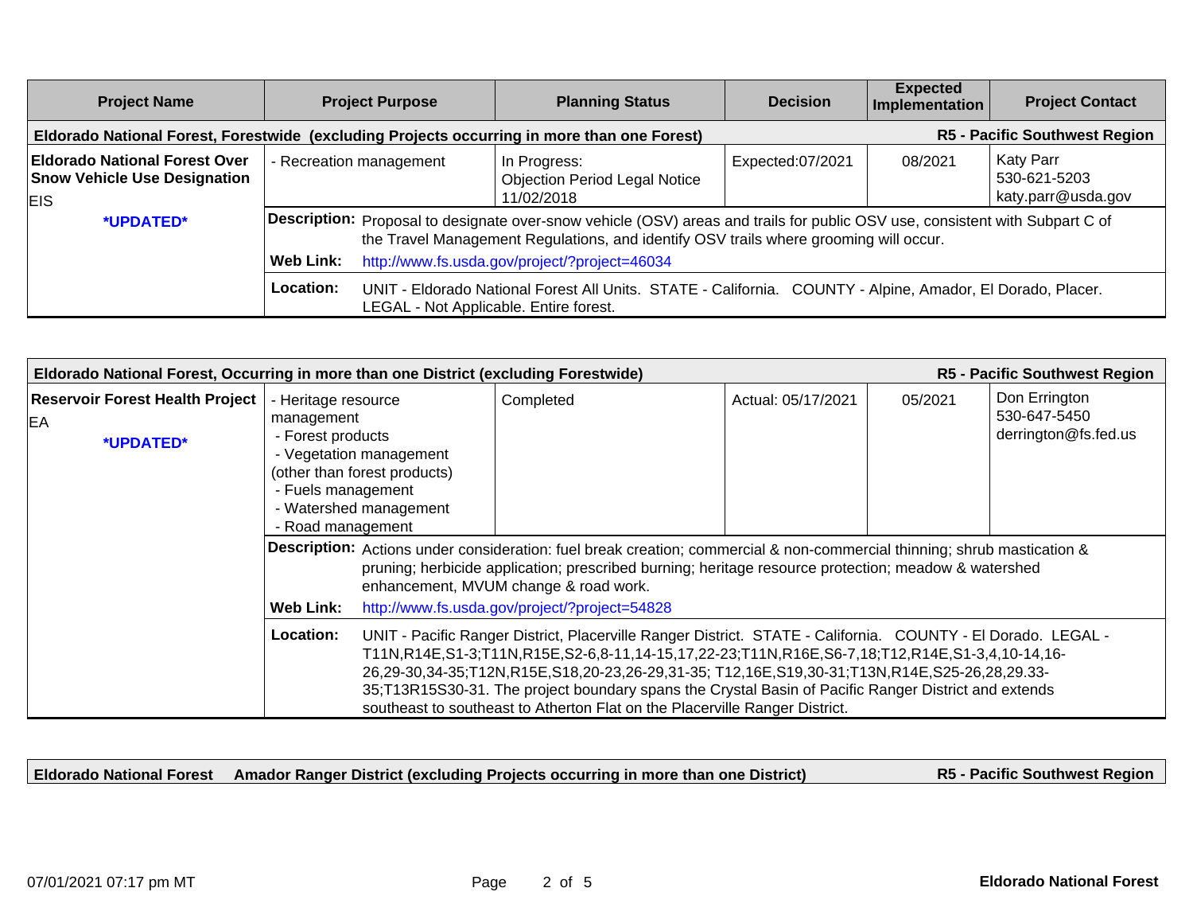| Project Name | Project Purpose | Planning Status | Decision | Expected Implementation | Project Contact |
|---|---|---|---|---|---|
| **Eldorado National Forest, Forestwide (excluding Projects occurring in more than one Forest)** | | | | | **R5 - Pacific Southwest Region** |
| **Eldorado National Forest Over Snow Vehicle Use Designation** EIS *UPDATED* | - Recreation management | In Progress: Objection Period Legal Notice 11/02/2018 | Expected:07/2021 | 08/2021 | Katy Parr 530-621-5203 katy.parr@usda.gov |

**Description:** Proposal to designate over-snow vehicle (OSV) areas and trails for public OSV use, consistent with Subpart C of the Travel Management Regulations, and identify OSV trails where grooming will occur.

**Web Link:** http://www.fs.usda.gov/project/?project=46034

**Location:** UNIT - Eldorado National Forest All Units. STATE - California. COUNTY - Alpine, Amador, El Dorado, Placer. LEGAL - Not Applicable. Entire forest.

| Project Name | Project Purpose | Planning Status | Decision | Expected Implementation | Project Contact |
|---|---|---|---|---|---|
| **Eldorado National Forest, Occurring in more than one District (excluding Forestwide)** | | | | | **R5 - Pacific Southwest Region** |
| **Reservoir Forest Health Project** EA *UPDATED* | - Heritage resource management<br>- Forest products<br>- Vegetation management (other than forest products)<br>- Fuels management<br>- Watershed management<br>- Road management | Completed | Actual: 05/17/2021 | 05/2021 | Don Errington 530-647-5450 derrington@fs.fed.us |

**Description:** Actions under consideration: fuel break creation; commercial & non-commercial thinning; shrub mastication & pruning; herbicide application; prescribed burning; heritage resource protection; meadow & watershed enhancement, MVUM change & road work.

**Web Link:** http://www.fs.usda.gov/project/?project=54828

**Location:** UNIT - Pacific Ranger District, Placerville Ranger District. STATE - California. COUNTY - El Dorado. LEGAL - T11N,R14E,S1-3;T11N,R15E,S2-6,8-11,14-15,17,22-23;T11N,R16E,S6-7,18;T12,R14E,S1-3,4,10-14,16-26,29-30,34-35;T12N,R15E,S18,20-23,26-29,31-35; T12,16E,S19,30-31;T13N,R14E,S25-26,28,29.33-35;T13R15S30-31. The project boundary spans the Crystal Basin of Pacific Ranger District and extends southeast to southeast to Atherton Flat on the Placerville Ranger District.

| **Eldorado National Forest** | **Amador Ranger District (excluding Projects occurring in more than one District)** | **R5 - Pacific Southwest Region** |
|---|---|---|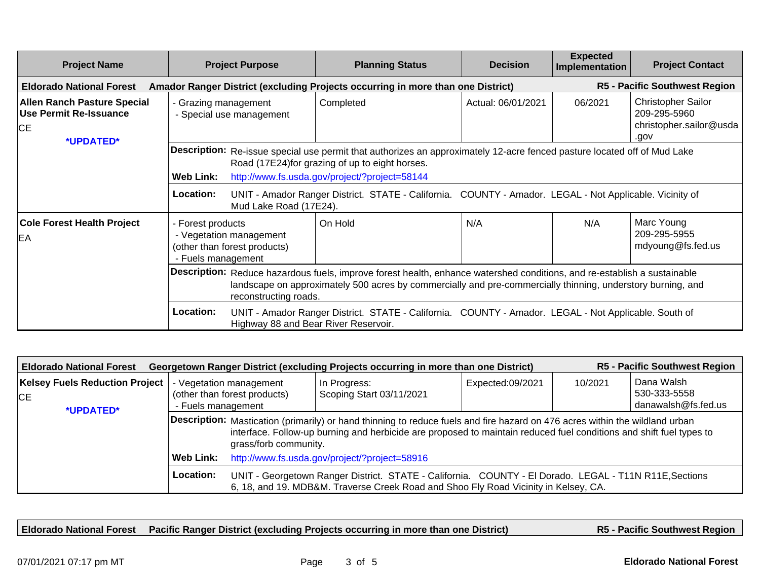| Project Name | Project Purpose | Planning Status | Decision | Expected Implementation | Project Contact |
|---|---|---|---|---|---|
| **Eldorado National Forest** | **Amador Ranger District (excluding Projects occurring in more than one District)** | | | | **R5 - Pacific Southwest Region** |
| **Allen Ranch Pasture Special Use Permit Re-Issuance**<br>CE<br>***UPDATED*** | - Grazing management<br>- Special use management | Completed | Actual: 06/01/2021 | 06/2021 | Christopher Sailor<br>209-295-5960<br>christopher.sailor@usda.gov |
| | **Description:** Re-issue special use permit that authorizes an approximately 12-acre fenced pasture located off of Mud Lake Road (17E24)for grazing of up to eight horses.<br>**Web Link:** http://www.fs.usda.gov/project/?project=58144 | | | | |
| | **Location:** UNIT - Amador Ranger District. STATE - California. COUNTY - Amador. LEGAL - Not Applicable. Vicinity of Mud Lake Road (17E24). | | | | |
| **Cole Forest Health Project**<br>EA | - Forest products<br>- Vegetation management (other than forest products)<br>- Fuels management | On Hold | N/A | N/A | Marc Young<br>209-295-5955<br>mdyoung@fs.fed.us |
| | **Description:** Reduce hazardous fuels, improve forest health, enhance watershed conditions, and re-establish a sustainable landscape on approximately 500 acres by commercially and pre-commercially thinning, understory burning, and reconstructing roads. | | | | |
| | **Location:** UNIT - Amador Ranger District. STATE - California. COUNTY - Amador. LEGAL - Not Applicable. South of Highway 88 and Bear River Reservoir. | | | | |

| Project Name | Project Purpose | Planning Status | Decision | Expected Implementation | Project Contact |
|---|---|---|---|---|---|
| **Eldorado National Forest** | **Georgetown Ranger District (excluding Projects occurring in more than one District)** | | | | **R5 - Pacific Southwest Region** |
| **Kelsey Fuels Reduction Project**<br>CE<br>***UPDATED*** | - Vegetation management (other than forest products)<br>- Fuels management | In Progress:<br>Scoping Start 03/11/2021 | Expected:09/2021 | 10/2021 | Dana Walsh<br>530-333-5558<br>danawalsh@fs.fed.us |
| | **Description:** Mastication (primarily) or hand thinning to reduce fuels and fire hazard on 476 acres within the wildland urban interface. Follow-up burning and herbicide are proposed to maintain reduced fuel conditions and shift fuel types to grass/forb community.<br>**Web Link:** http://www.fs.usda.gov/project/?project=58916 | | | | |
| | **Location:** UNIT - Georgetown Ranger District. STATE - California. COUNTY - El Dorado. LEGAL - T11N R11E,Sections 6, 18, and 19. MDB&M. Traverse Creek Road and Shoo Fly Road Vicinity in Kelsey, CA. | | | | |

| | | |
|---|---|---|
| **Eldorado National Forest** | **Pacific Ranger District (excluding Projects occurring in more than one District)** | **R5 - Pacific Southwest Region** |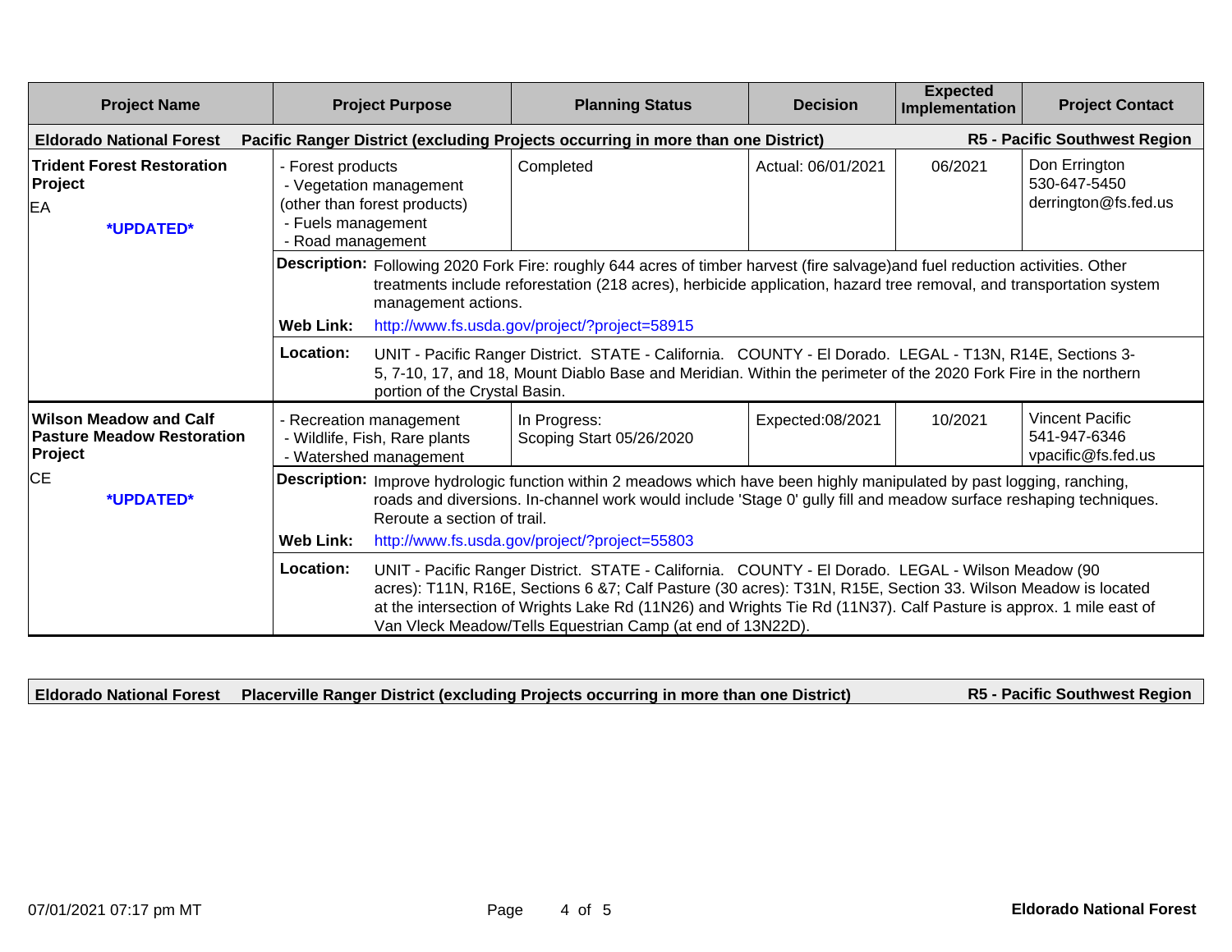| Project Name | Project Purpose | Planning Status | Decision | Expected Implementation | Project Contact |
|---|---|---|---|---|---|
| **Eldorado National Forest** | **Pacific Ranger District (excluding Projects occurring in more than one District)** | | | | **R5 - Pacific Southwest Region** |
| **Trident Forest Restoration Project**<br>EA<br>***UPDATED*** | - Forest products<br>- Vegetation management (other than forest products)<br>- Fuels management<br>- Road management | Completed | Actual: 06/01/2021 | 06/2021 | Don Errington<br>530-647-5450<br>derrington@fs.fed.us |
| | **Description:** Following 2020 Fork Fire: roughly 644 acres of timber harvest (fire salvage)and fuel reduction activities. Other treatments include reforestation (218 acres), herbicide application, hazard tree removal, and transportation system management actions.<br>**Web Link:** http://www.fs.usda.gov/project/?project=58915 | | | | |
| | **Location:** UNIT - Pacific Ranger District. STATE - California. COUNTY - El Dorado. LEGAL - T13N, R14E, Sections 3-5, 7-10, 17, and 18, Mount Diablo Base and Meridian. Within the perimeter of the 2020 Fork Fire in the northern portion of the Crystal Basin. | | | | |
| **Wilson Meadow and Calf Pasture Meadow Restoration Project**<br>CE<br>***UPDATED*** | - Recreation management<br>- Wildlife, Fish, Rare plants<br>- Watershed management | In Progress:<br>Scoping Start 05/26/2020 | Expected:08/2021 | 10/2021 | Vincent Pacific<br>541-947-6346<br>vpacific@fs.fed.us |
| | **Description:** Improve hydrologic function within 2 meadows which have been highly manipulated by past logging, ranching, roads and diversions. In-channel work would include 'Stage 0' gully fill and meadow surface reshaping techniques. Reroute a section of trail.<br>**Web Link:** http://www.fs.usda.gov/project/?project=55803 | | | | |
| | **Location:** UNIT - Pacific Ranger District. STATE - California. COUNTY - El Dorado. LEGAL - Wilson Meadow (90 acres): T11N, R16E, Sections 6 &7; Calf Pasture (30 acres): T31N, R15E, Section 33. Wilson Meadow is located at the intersection of Wrights Lake Rd (11N26) and Wrights Tie Rd (11N37). Calf Pasture is approx. 1 mile east of Van Vleck Meadow/Tells Equestrian Camp (at end of 13N22D). | | | | |

| | | |
|---|---|---|
| **Eldorado National Forest** | **Placerville Ranger District (excluding Projects occurring in more than one District)** | **R5 - Pacific Southwest Region** |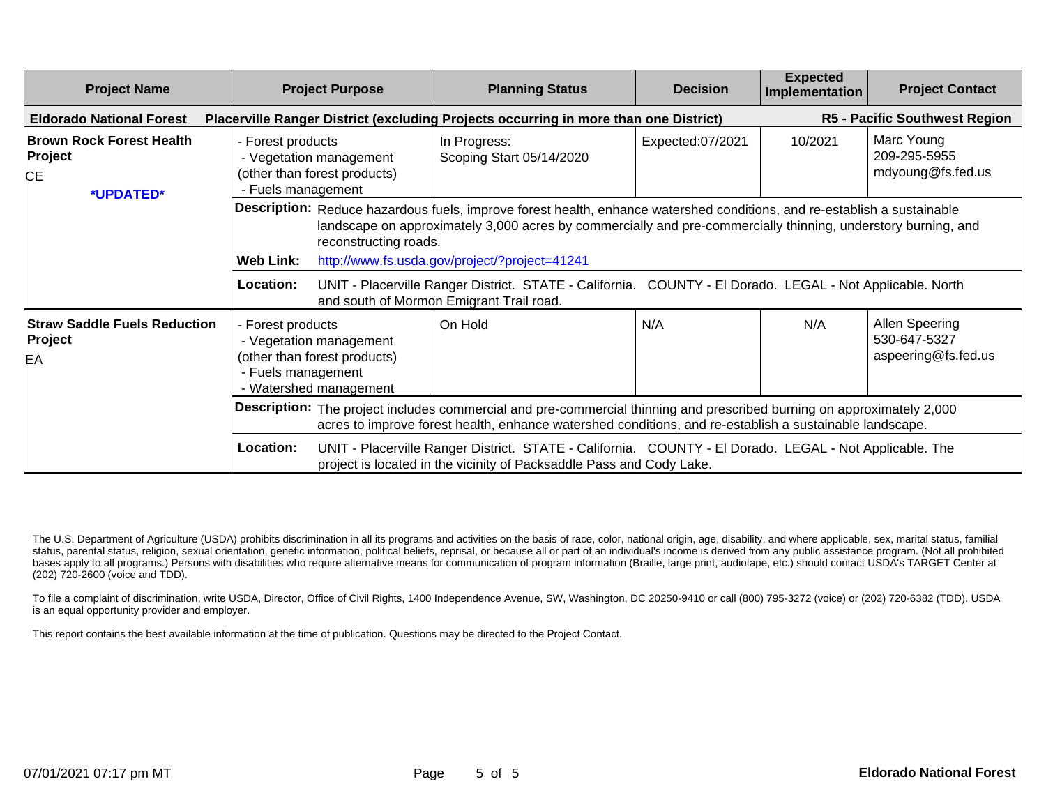| Project Name | Project Purpose | Planning Status | Decision | Expected Implementation | Project Contact |
|---|---|---|---|---|---|
| **Eldorado National Forest** | **Placerville Ranger District (excluding Projects occurring in more than one District)** | | | | **R5 - Pacific Southwest Region** |
| **Brown Rock Forest Health Project**<br>CE<br>***UPDATED*** | - Forest products<br>- Vegetation management (other than forest products)<br>- Fuels management | In Progress:<br>Scoping Start 05/14/2020 | Expected:07/2021 | 10/2021 | Marc Young<br>209-295-5955<br>mdyoung@fs.fed.us |
| | **Description:** Reduce hazardous fuels, improve forest health, enhance watershed conditions, and re-establish a sustainable landscape on approximately 3,000 acres by commercially and pre-commercially thinning, understory burning, and reconstructing roads.<br>**Web Link:** http://www.fs.usda.gov/project/?project=41241 | | | | |
| | **Location:** UNIT - Placerville Ranger District. STATE - California. COUNTY - El Dorado. LEGAL - Not Applicable. North and south of Mormon Emigrant Trail road. | | | | |
| **Straw Saddle Fuels Reduction Project**<br>EA | - Forest products<br>- Vegetation management (other than forest products)<br>- Fuels management<br>- Watershed management | On Hold | N/A | N/A | Allen Speering<br>530-647-5327<br>aspeering@fs.fed.us |
| | **Description:** The project includes commercial and pre-commercial thinning and prescribed burning on approximately 2,000 acres to improve forest health, enhance watershed conditions, and re-establish a sustainable landscape. | | | | |
| | **Location:** UNIT - Placerville Ranger District. STATE - California. COUNTY - El Dorado. LEGAL - Not Applicable. The project is located in the vicinity of Packsaddle Pass and Cody Lake. | | | | |

The U.S. Department of Agriculture (USDA) prohibits discrimination in all its programs and activities on the basis of race, color, national origin, age, disability, and where applicable, sex, marital status, familial status, parental status, religion, sexual orientation, genetic information, political beliefs, reprisal, or because all or part of an individual's income is derived from any public assistance program. (Not all prohibited bases apply to all programs.) Persons with disabilities who require alternative means for communication of program information (Braille, large print, audiotape, etc.) should contact USDA's TARGET Center at (202) 720-2600 (voice and TDD).

To file a complaint of discrimination, write USDA, Director, Office of Civil Rights, 1400 Independence Avenue, SW, Washington, DC 20250-9410 or call (800) 795-3272 (voice) or (202) 720-6382 (TDD). USDA is an equal opportunity provider and employer.

This report contains the best available information at the time of publication. Questions may be directed to the Project Contact.